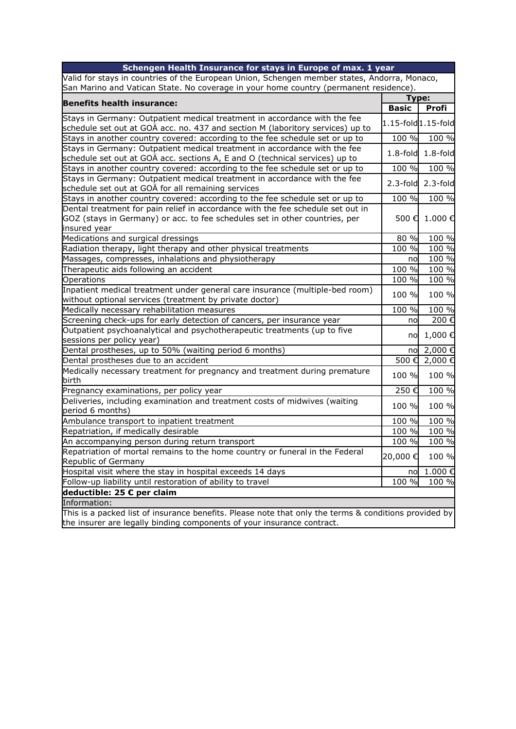| Schengen Health Insurance for stays in Europe of max. 1 year | | |
|---|---|---|
| Valid for stays in countries of the European Union, Schengen member states, Andorra, Monaco, San Marino and Vatican State. No coverage in your home country (permanent residence). | | |
| **Benefits health insurance:** | **Type:** | |
| | **Basic** | **Profi** |
| Stays in Germany: Outpatient medical treatment in accordance with the fee schedule set out at GOÄ acc. no. 437 and section M (laboritory services) up to | 1.15-fold | 1.15-fold |
| Stays in another country covered: according to the fee schedule set or up to | 100 % | 100 % |
| Stays in Germany: Outpatient medical treatment in accordance with the fee schedule set out at GOÄ acc. sections A, E and O (technical services) up to | 1.8-fold | 1.8-fold |
| Stays in another country covered: according to the fee schedule set or up to | 100 % | 100 % |
| Stays in Germany: Outpatient medical treatment in accordance with the fee schedule set out at GOÄ for all remaining services | 2.3-fold | 2.3-fold |
| Stays in another country covered: according to the fee schedule set or up to | 100 % | 100 % |
| Dental treatment for pain relief in accordance with the fee schedule set out in GOZ (stays in Germany) or acc. to fee schedules set in other countries, per insured year | 500 € | 1.000 € |
| Medications and surgical dressings | 80 % | 100 % |
| Radiation therapy, light therapy and other physical treatments | 100 % | 100 % |
| Massages, compresses, inhalations and physiotherapy | no | 100 % |
| Therapeutic aids following an accident | 100 % | 100 % |
| Operations | 100 % | 100 % |
| Inpatient medical treatment under general care insurance (multiple-bed room) without optional services (treatment by private doctor) | 100 % | 100 % |
| Medically necessary rehabilitation measures | 100 % | 100 % |
| Screening check-ups for early detection of cancers, per insurance year | no | 200 € |
| Outpatient psychoanalytical and psychotherapeutic treatments (up to five sessions per policy year) | no | 1,000 € |
| Dental prostheses, up to 50% (waiting period 6 months) | no | 2,000 € |
| Dental prostheses due to an accident | 500 € | 2,000 € |
| Medically necessary treatment for pregnancy and treatment during premature birth | 100 % | 100 % |
| Pregnancy examinations, per policy year | 250 € | 100 % |
| Deliveries, including examination and treatment costs of midwives (waiting period 6 months) | 100 % | 100 % |
| Ambulance transport to inpatient treatment | 100 % | 100 % |
| Repatriation, if medically desirable | 100 % | 100 % |
| An accompanying person during return transport | 100 % | 100 % |
| Repatriation of mortal remains to the home country or funeral in the Federal Republic of Germany | 20,000 € | 100 % |
| Hospital visit where the stay in hospital exceeds 14 days | no | 1.000 € |
| Follow-up liability until restoration of ability to travel | 100 % | 100 % |
| **deductible: 25 € per claim** | | |
| Information: | | |
| This is a packed list of insurance benefits. Please note that only the terms & conditions provided by the insurer are legally binding components of your insurance contract. | | |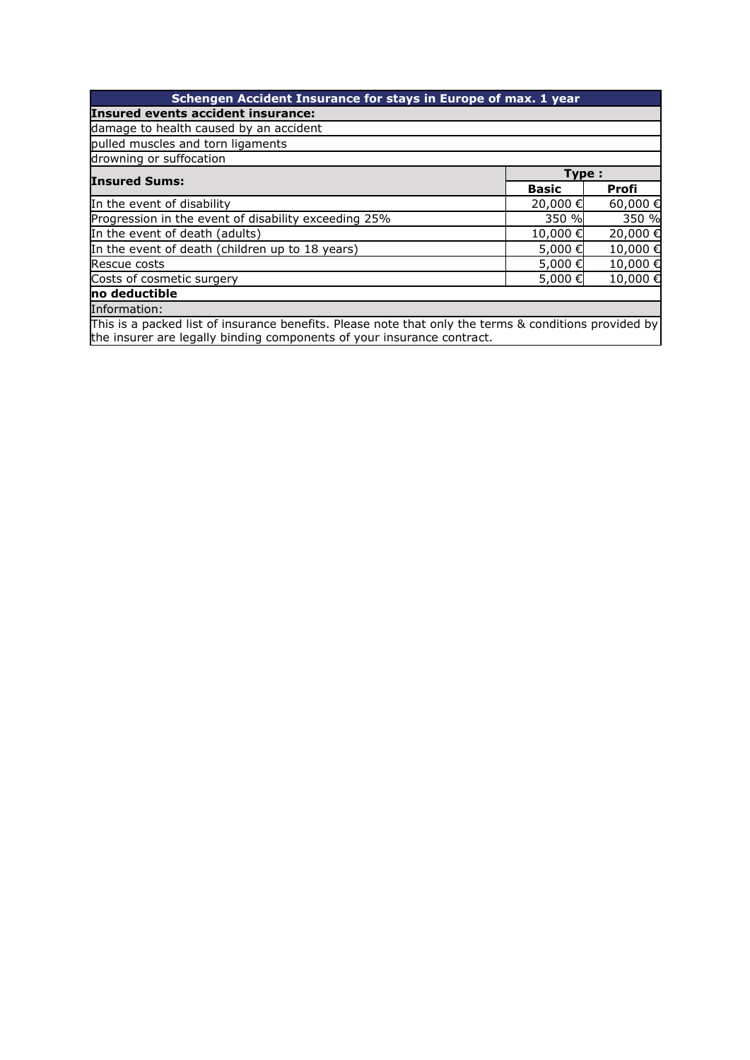| Schengen Accident Insurance for stays in Europe of max. 1 year | | |
|---|---|---|
| **Insured events accident insurance:** | | |
| damage to health caused by an accident | | |
| pulled muscles and torn ligaments | | |
| drowning or suffocation | | |
| **Insured Sums:** | **Type :** | |
| | **Basic** | **Profi** |
| In the event of disability | 20,000 € | 60,000 € |
| Progression in the event of disability exceeding 25% | 350 % | 350 % |
| In the event of death (adults) | 10,000 € | 20,000 € |
| In the event of death (children up to 18 years) | 5,000 € | 10,000 € |
| Rescue costs | 5,000 € | 10,000 € |
| Costs of cosmetic surgery | 5,000 € | 10,000 € |
| **no deductible** | | |
| Information: | | |
| This is a packed list of insurance benefits. Please note that only the terms & conditions provided by the insurer are legally binding components of your insurance contract. | | |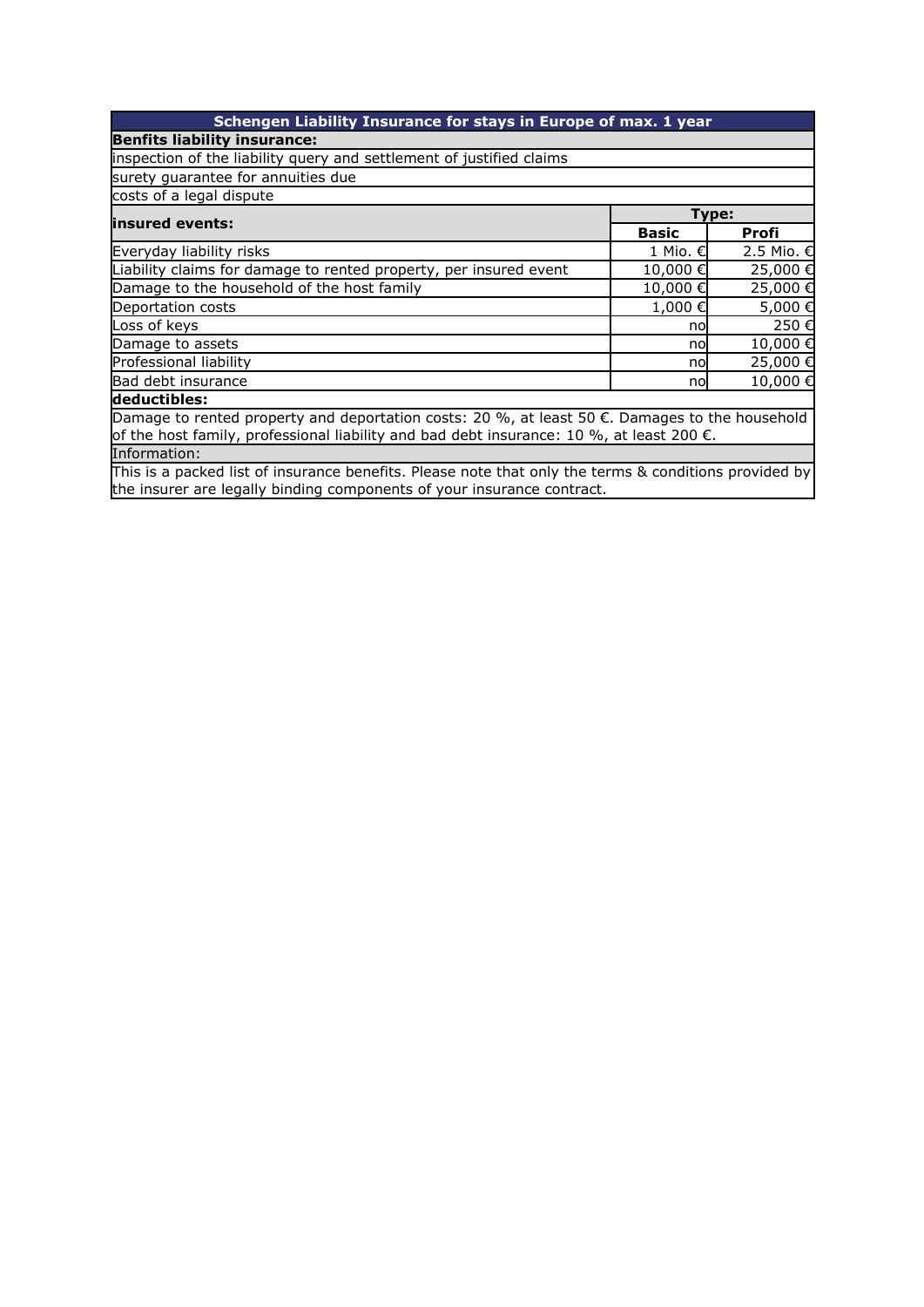| Schengen Liability Insurance for stays in Europe of max. 1 year | | |
|---|---|---|
| **Benfits liability insurance:** | | |
| inspection of the liability query and settlement of justified claims | | |
| surety guarantee for annuities due | | |
| costs of a legal dispute | | |
| **insured events:** | **Type:** | |
| | **Basic** | **Profi** |
| Everyday liability risks | 1 Mio. € | 2.5 Mio. € |
| Liability claims for damage to rented property, per insured event | 10,000 € | 25,000 € |
| Damage to the household of the host family | 10,000 € | 25,000 € |
| Deportation costs | 1,000 € | 5,000 € |
| Loss of keys | no | 250 € |
| Damage to assets | no | 10,000 € |
| Professional liability | no | 25,000 € |
| Bad debt insurance | no | 10,000 € |
| **deductibles:** | | |
| Damage to rented property and deportation costs: 20 %, at least 50 €. Damages to the household of the host family, professional liability and bad debt insurance: 10 %, at least 200 €. | | |
| Information: | | |
| This is a packed list of insurance benefits. Please note that only the terms & conditions provided by the insurer are legally binding components of your insurance contract. | | |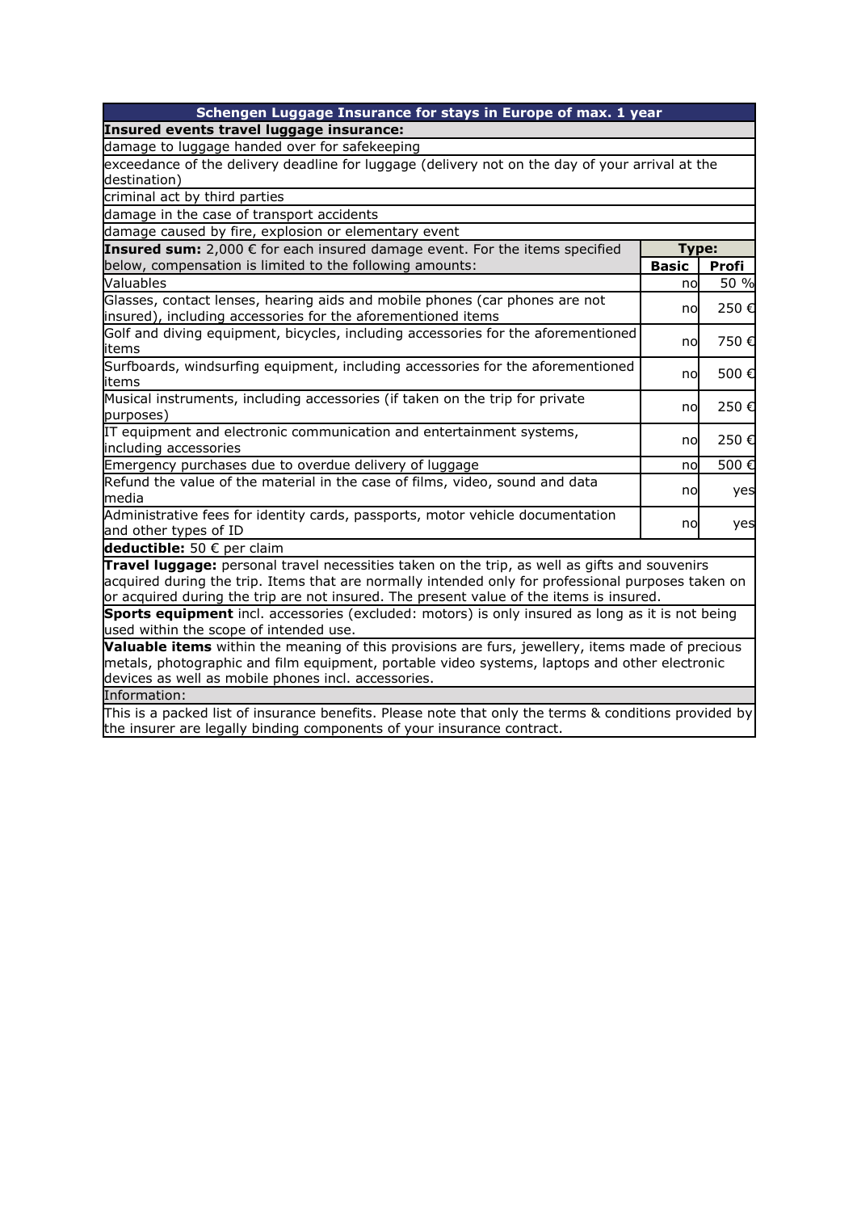| Schengen Luggage Insurance for stays in Europe of max. 1 year | | |
|---|---|---|
| **Insured events travel luggage insurance:** | | |
| damage to luggage handed over for safekeeping | | |
| exceedance of the delivery deadline for luggage (delivery not on the day of your arrival at the destination) | | |
| criminal act by third parties | | |
| damage in the case of transport accidents | | |
| damage caused by fire, explosion or elementary event | | |
| **Insured sum:** 2,000 € for each insured damage event. For the items specified below, compensation is limited to the following amounts: | **Type:** | |
| | **Basic** | **Profi** |
| Valuables | no | 50 % |
| Glasses, contact lenses, hearing aids and mobile phones (car phones are not insured), including accessories for the aforementioned items | no | 250 € |
| Golf and diving equipment, bicycles, including accessories for the aforementioned items | no | 750 € |
| Surfboards, windsurfing equipment, including accessories for the aforementioned items | no | 500 € |
| Musical instruments, including accessories (if taken on the trip for private purposes) | no | 250 € |
| IT equipment and electronic communication and entertainment systems, including accessories | no | 250 € |
| Emergency purchases due to overdue delivery of luggage | no | 500 € |
| Refund the value of the material in the case of films, video, sound and data media | no | yes |
| Administrative fees for identity cards, passports, motor vehicle documentation and other types of ID | no | yes |
| **deductible:** 50 € per claim | | |
| **Travel luggage:** personal travel necessities taken on the trip, as well as gifts and souvenirs acquired during the trip. Items that are normally intended only for professional purposes taken on or acquired during the trip are not insured. The present value of the items is insured. | | |
| **Sports equipment** incl. accessories (excluded: motors) is only insured as long as it is not being used within the scope of intended use. | | |
| **Valuable items** within the meaning of this provisions are furs, jewellery, items made of precious metals, photographic and film equipment, portable video systems, laptops and other electronic devices as well as mobile phones incl. accessories. | | |
| Information: | | |
| This is a packed list of insurance benefits. Please note that only the terms & conditions provided by the insurer are legally binding components of your insurance contract. | | |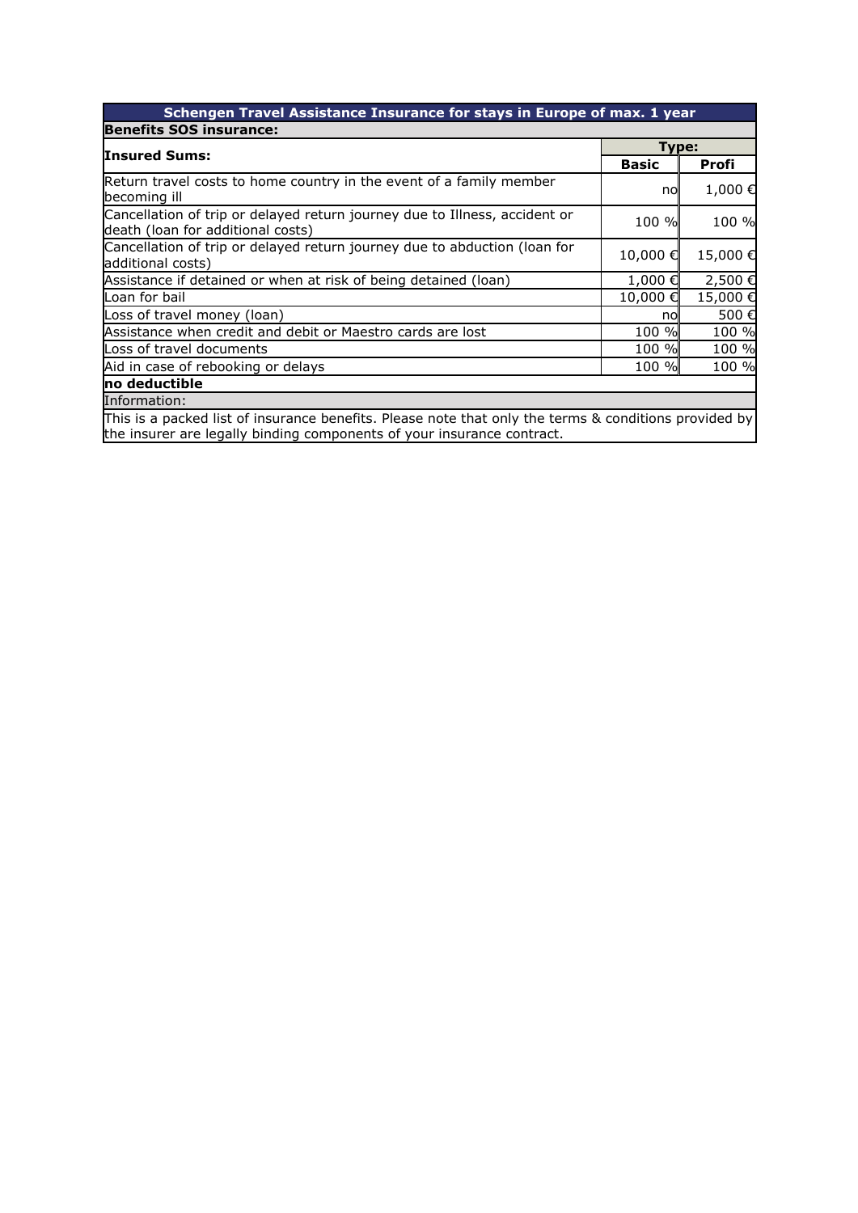| Schengen Travel Assistance Insurance for stays in Europe of max. 1 year | | |
|---|---|---|
| **Benefits SOS insurance:** | | |
| **Insured Sums:** | **Type:** | |
| | **Basic** | **Profi** |
| Return travel costs to home country in the event of a family member becoming ill | no | 1,000 € |
| Cancellation of trip or delayed return journey due to Illness, accident or death (loan for additional costs) | 100 % | 100 % |
| Cancellation of trip or delayed return journey due to abduction (loan for additional costs) | 10,000 € | 15,000 € |
| Assistance if detained or when at risk of being detained (loan) | 1,000 € | 2,500 € |
| Loan for bail | 10,000 € | 15,000 € |
| Loss of travel money (loan) | no | 500 € |
| Assistance when credit and debit or Maestro cards are lost | 100 % | 100 % |
| Loss of travel documents | 100 % | 100 % |
| Aid in case of rebooking or delays | 100 % | 100 % |
| **no deductible** | | |
| Information: | | |
| This is a packed list of insurance benefits. Please note that only the terms & conditions provided by the insurer are legally binding components of your insurance contract. | | |